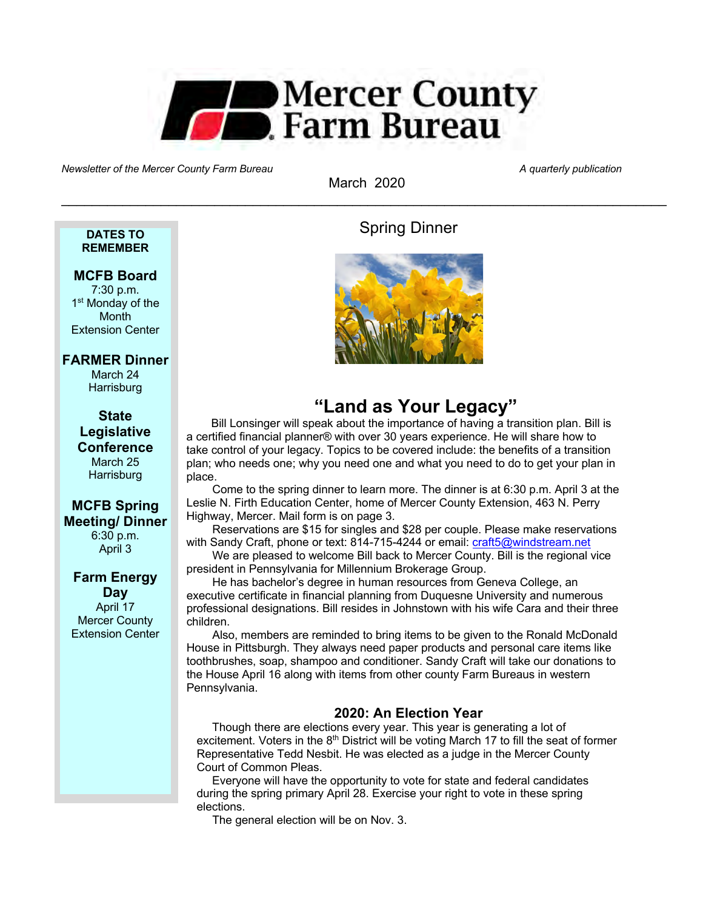# Mercer County Farm Bureau

*Newsletter of the Mercer County Farm Bureau* — *A quarterly publication*

March 2020

---

**DATES TO REMEMBER**

**MCFB Board**
7:30 p.m.
1st Monday of the Month
Extension Center

**FARMER Dinner**
March 24
Harrisburg

**State Legislative Conference**
March 25
Harrisburg

**MCFB Spring Meeting/ Dinner**
6:30 p.m.
April 3

**Farm Energy Day**
April 17
Mercer County Extension Center

---

## Spring Dinner

## "Land as Your Legacy"

Bill Lonsinger will speak about the importance of having a transition plan. Bill is a certified financial planner® with over 30 years experience. He will share how to take control of your legacy. Topics to be covered include: the benefits of a transition plan; who needs one; why you need one and what you need to do to get your plan in place.

Come to the spring dinner to learn more. The dinner is at 6:30 p.m. April 3 at the Leslie N. Firth Education Center, home of Mercer County Extension, 463 N. Perry Highway, Mercer. Mail form is on page 3.

Reservations are $15 for singles and $28 per couple. Please make reservations with Sandy Craft, phone or text: 814-715-4244 or email: craft5@windstream.net

We are pleased to welcome Bill back to Mercer County. Bill is the regional vice president in Pennsylvania for Millennium Brokerage Group.

He has bachelor's degree in human resources from Geneva College, an executive certificate in financial planning from Duquesne University and numerous professional designations. Bill resides in Johnstown with his wife Cara and their three children.

Also, members are reminded to bring items to be given to the Ronald McDonald House in Pittsburgh. They always need paper products and personal care items like toothbrushes, soap, shampoo and conditioner. Sandy Craft will take our donations to the House April 16 along with items from other county Farm Bureaus in western Pennsylvania.

### 2020: An Election Year

Though there are elections every year. This year is generating a lot of excitement. Voters in the 8th District will be voting March 17 to fill the seat of former Representative Tedd Nesbit. He was elected as a judge in the Mercer County Court of Common Pleas.

Everyone will have the opportunity to vote for state and federal candidates during the spring primary April 28. Exercise your right to vote in these spring elections.

The general election will be on Nov. 3.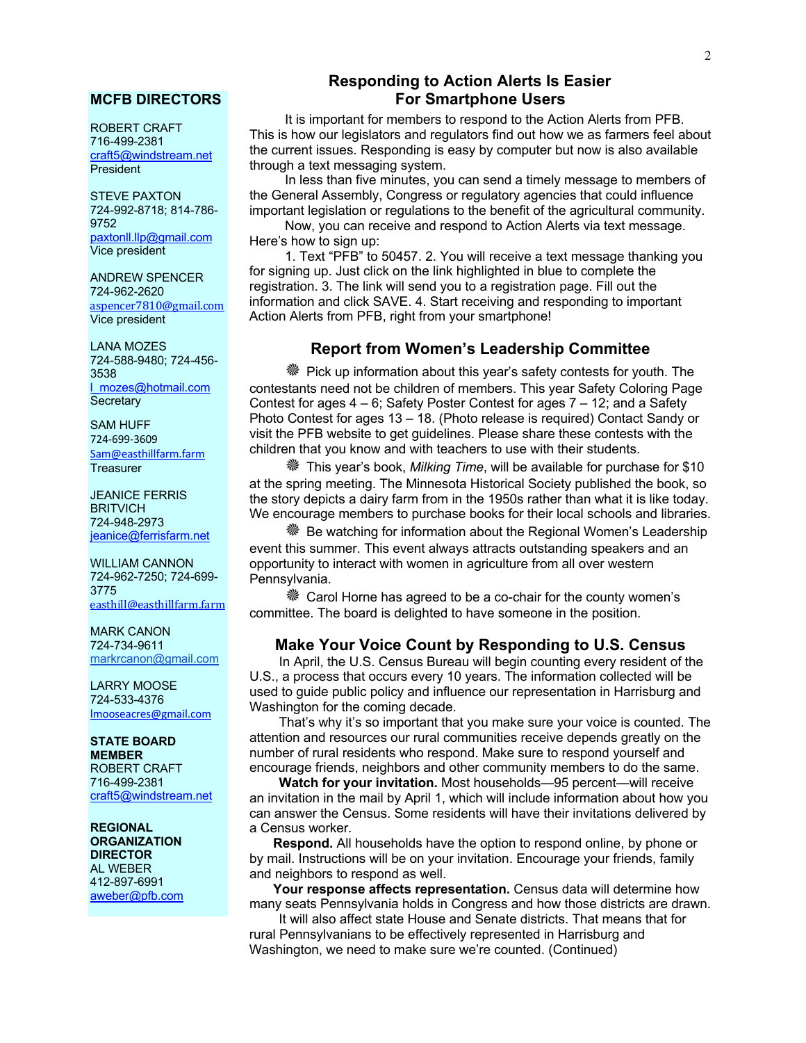## MCFB DIRECTORS

ROBERT CRAFT
716-499-2381
craft5@windstream.net
President

STEVE PAXTON
724-992-8718; 814-786-9752
paxtonll.llp@gmail.com
Vice president

ANDREW SPENCER
724-962-2620
aspencer7810@gmail.com
Vice president

LANA MOZES
724-588-9480; 724-456-3538
l_mozes@hotmail.com
Secretary

SAM HUFF
724-699-3609
Sam@easthillfarm.farm
Treasurer

JEANICE FERRIS BRITVICH
724-948-2973
jeanice@ferrisfarm.net

WILLIAM CANNON
724-962-7250; 724-699-3775
easthill@easthillfarm.farm

MARK CANON
724-734-9611
markrcanon@gmail.com

LARRY MOOSE
724-533-4376
lmooseacres@gmail.com

**STATE BOARD MEMBER**
ROBERT CRAFT
716-499-2381
craft5@windstream.net

**REGIONAL ORGANIZATION DIRECTOR**
AL WEBER
412-897-6991
aweber@pfb.com

## Responding to Action Alerts Is Easier For Smartphone Users

It is important for members to respond to the Action Alerts from PFB. This is how our legislators and regulators find out how we as farmers feel about the current issues. Responding is easy by computer but now is also available through a text messaging system.

In less than five minutes, you can send a timely message to members of the General Assembly, Congress or regulatory agencies that could influence important legislation or regulations to the benefit of the agricultural community.

Now, you can receive and respond to Action Alerts via text message. Here's how to sign up:

1. Text "PFB" to 50457. 2. You will receive a text message thanking you for signing up. Just click on the link highlighted in blue to complete the registration. 3. The link will send you to a registration page. Fill out the information and click SAVE. 4. Start receiving and responding to important Action Alerts from PFB, right from your smartphone!

## Report from Women's Leadership Committee

❋ Pick up information about this year's safety contests for youth. The contestants need not be children of members. This year Safety Coloring Page Contest for ages 4 – 6; Safety Poster Contest for ages 7 – 12; and a Safety Photo Contest for ages 13 – 18. (Photo release is required) Contact Sandy or visit the PFB website to get guidelines. Please share these contests with the children that you know and with teachers to use with their students.

❋ This year's book, *Milking Time*, will be available for purchase for $10 at the spring meeting. The Minnesota Historical Society published the book, so the story depicts a dairy farm from in the 1950s rather than what it is like today. We encourage members to purchase books for their local schools and libraries.

❋ Be watching for information about the Regional Women's Leadership event this summer. This event always attracts outstanding speakers and an opportunity to interact with women in agriculture from all over western Pennsylvania.

❋ Carol Horne has agreed to be a co-chair for the county women's committee. The board is delighted to have someone in the position.

## Make Your Voice Count by Responding to U.S. Census

In April, the U.S. Census Bureau will begin counting every resident of the U.S., a process that occurs every 10 years. The information collected will be used to guide public policy and influence our representation in Harrisburg and Washington for the coming decade.

That's why it's so important that you make sure your voice is counted. The attention and resources our rural communities receive depends greatly on the number of rural residents who respond. Make sure to respond yourself and encourage friends, neighbors and other community members to do the same.

**Watch for your invitation.** Most households—95 percent—will receive an invitation in the mail by April 1, which will include information about how you can answer the Census. Some residents will have their invitations delivered by a Census worker.

**Respond.** All households have the option to respond online, by phone or by mail. Instructions will be on your invitation. Encourage your friends, family and neighbors to respond as well.

**Your response affects representation.** Census data will determine how many seats Pennsylvania holds in Congress and how those districts are drawn.

It will also affect state House and Senate districts. That means that for rural Pennsylvanians to be effectively represented in Harrisburg and Washington, we need to make sure we're counted. (Continued)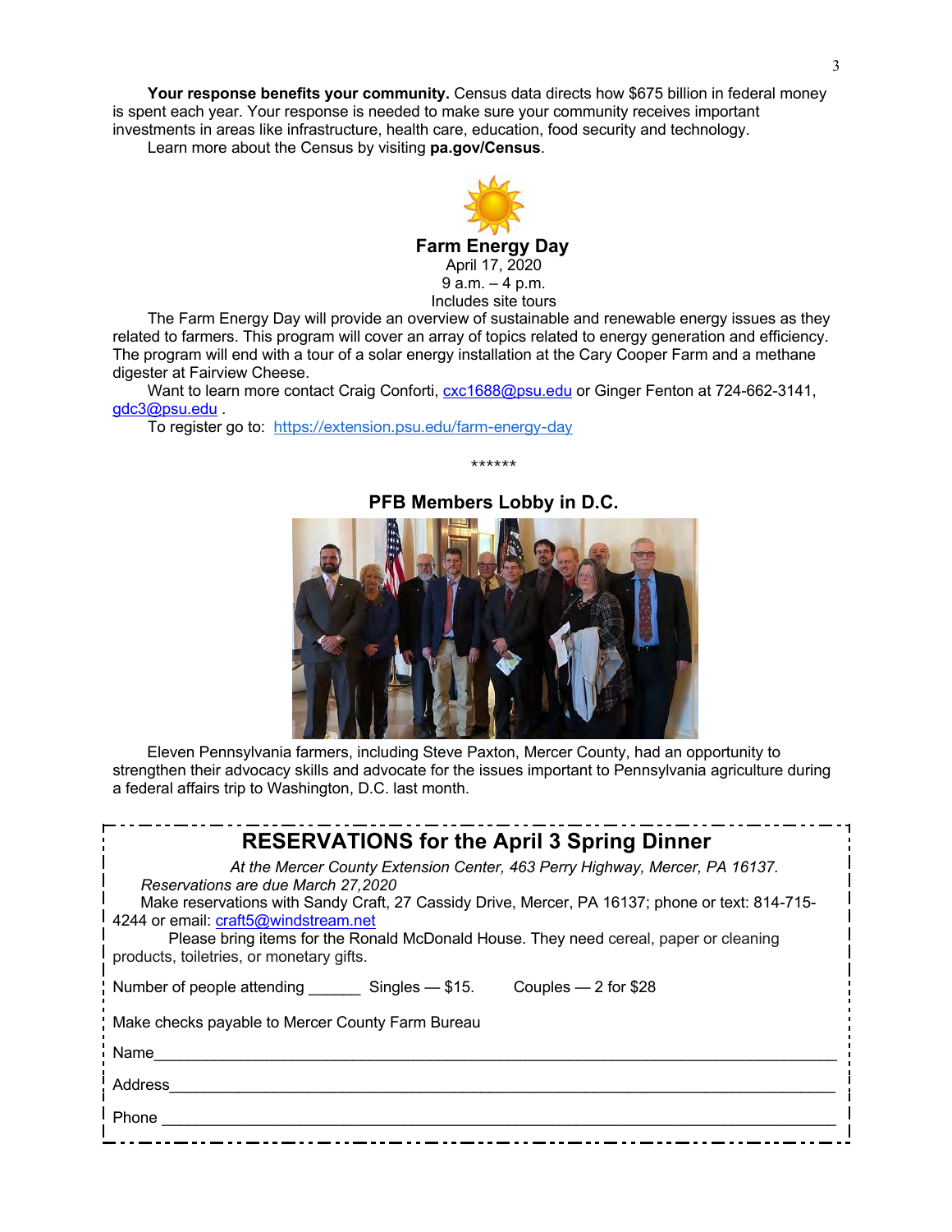**Your response benefits your community.** Census data directs how $675 billion in federal money is spent each year. Your response is needed to make sure your community receives important investments in areas like infrastructure, health care, education, food security and technology.

Learn more about the Census by visiting **pa.gov/Census**.

## Farm Energy Day

April 17, 2020
9 a.m. – 4 p.m.
Includes site tours

The Farm Energy Day will provide an overview of sustainable and renewable energy issues as they related to farmers. This program will cover an array of topics related to energy generation and efficiency. The program will end with a tour of a solar energy installation at the Cary Cooper Farm and a methane digester at Fairview Cheese.

Want to learn more contact Craig Conforti, cxc1688@psu.edu or Ginger Fenton at 724-662-3141, gdc3@psu.edu .

To register go to: https://extension.psu.edu/farm-energy-day

******

## PFB Members Lobby in D.C.

Eleven Pennsylvania farmers, including Steve Paxton, Mercer County, had an opportunity to strengthen their advocacy skills and advocate for the issues important to Pennsylvania agriculture during a federal affairs trip to Washington, D.C. last month.

## RESERVATIONS for the April 3 Spring Dinner

*At the Mercer County Extension Center, 463 Perry Highway, Mercer, PA 16137.*

*Reservations are due March 27,2020*

Make reservations with Sandy Craft, 27 Cassidy Drive, Mercer, PA 16137; phone or text: 814-715-4244 or email: craft5@windstream.net

Please bring items for the Ronald McDonald House. They need cereal, paper or cleaning products, toiletries, or monetary gifts.

Number of people attending ______ Singles — $15. Couples — 2 for $28

Make checks payable to Mercer County Farm Bureau

Name________________________________________________________________________

Address______________________________________________________________________

Phone _______________________________________________________________________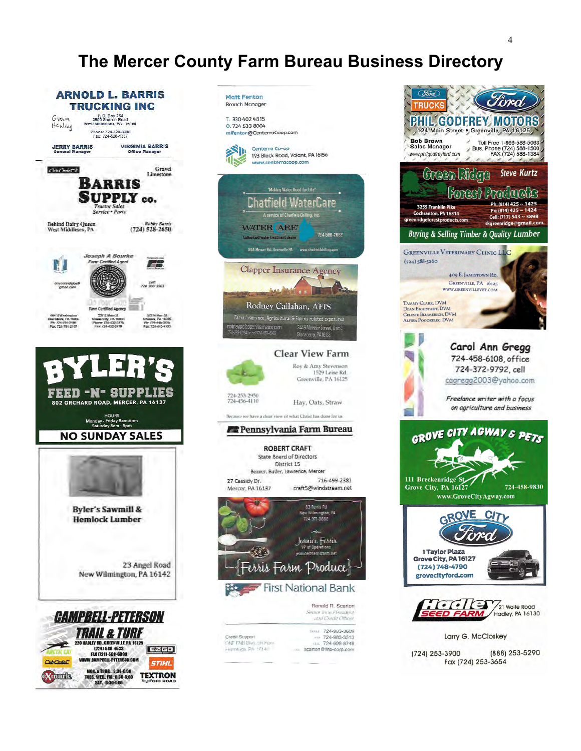# The Mercer County Farm Bureau Business Directory

**ARNOLD L. BARRIS TRUCKING INC**

Grain Hauling

P. O. Box 254
3500 Sharon Road
West Middlesex, PA 16159

Phone: 724-528-3398
Fax: 724-528-1357

JERRY BARRIS — General Manager
VIRGINIA BARRIS — Office Manager

---

**BARRIS SUPPLY co.**

Gravel
Limestone

Tractor Sales
Service • Parts

Behind Dairy Queen
West Middlesex, PA

Bobby Barris
(724) 528-2650

---

**Joseph A Bourke**
Farm Certified Agent

Farm Certified Agency

cell 724 360 3863

---

**BYLER'S FEED -N- SUPPLIES**

802 ORCHARD ROAD, MERCER, PA 16137

HOURS
Monday - Friday 8am-6pm
Saturday 8am - 5pm

NO SUNDAY SALES

---

**Byler's Sawmill & Hemlock Lumber**

23 Angel Road
New Wilmington, PA 16142

---

**CAMPBELL-PETERSON TRAIL & TURF**

220 HADLEY RD., GREENVILLE, PA 16125
(724) 588-4533
FAX (724) 588-6999
WWW.CAMPBELL-PETERSON.COM

MON. & THUR.: 8:30-6:30
TUES. WED. FRI.: 8:30-5:00
SAT.: 8:30-1:00

---

**Matt Fenton**
Branch Manager

T. 330 402 4815
O. 724 533 8004
mfenton@CenterraCoop.com

Centerra Co-op
193 Black Road, Volant, PA 16156
www.centerracoop.com

---

"Making Water Good for Life"

**Chatfield WaterCare**

A service of Chatfield Drilling, Inc.

WATERCARE — Authorized water treatment dealer

724-588-2052

654 Mercer Rd., Greenville PA — www.chatfielddrilling.com

---

**Clapper Insurance Agency**

Rodney Callahan, AFIS

Farm Insurance, Agricultural & Equine related exposures

2449 Mercer Street, Unit 2
Stoneboro, PA 16153

---

**Clear View Farm**

Roy & Amy Stevenson
1529 Leise Rd.
Greenville, PA 16125

724-253-2950
724-456-4110

Hay, Oats, Straw

Because we have a clear view of what Christ has done for us

---

**Pennsylvania Farm Bureau**

ROBERT CRAFT
State Board of Directors
District 15
Beaver, Butler, Lawrence, Mercer

27 Cassidy Dr.
Mercer, PA 16137

716-499-2381
craft5@windstream.net

---

83 Ferris Rd
New Wilmington, PA
724-971-0888

Jeanice Ferris
VP of Operations
jeanice@ferrisfarm.net

**Ferris Farm Produce**

---

**First National Bank**

Ronald R. Scarton
Senior Vice President and Credit Officer

Credit Support

724-983-3609
724-983-3513
724 809 8748
scarton@fnb-corp.com

---

**Ford TRUCKS**

**PHIL GODFREY MOTORS**

124 Main Street • Greenville, PA 16125

Bob Brown
Sales Manager
www.philgodfreyford.com

Toll Free 1-866-588-5063
Bus. Phone (724) 588-1500
FAX (724) 588-1384

---

**Green Ridge Forest Products**

Steve Kurtz

3255 Franklin Pike
Cochranton, PA 16314
greenridgeforestproducts.com

Ph: (814) 425 ~ 1425
Fx: (814) 425 ~ 1424
Cell: (717) 543 ~ 3898
skgreenridge@gmail.com

Buying & Selling Timber & Quality Lumber

---

**GREENVILLE VETERINARY CLINIC LLC**

(724) 588-5260

409 E. Jamestown Rd.
Greenville, PA 16125
www.greenvillevet.com

Tammy Clark, DVM
Dean Eichstadt, DVM
Celeste Blumerich, DVM
Alyssa Pogozelec, DVM

---

**Carol Ann Gregg**

724-458-6108, office
724-372-9792, cell
cagregg2003@yahoo.com

Freelance writer with a focus on agriculture and business

---

**GROVE CITY AGWAY & PETS**

111 Breckenridge St.
Grove City, PA 16127

724-458-9830

www.GroveCityAgway.com

---

**GROVE CITY Ford**

1 Taylor Plaza
Grove City, PA 16127
(724) 748-4790
grovecityford.com

---

**Hadley SEED FARM**

21 Wolfe Road
Hadley, PA 16130

Larry G. McCloskey

(724) 253-3900
(888) 253-5290
Fax (724) 253-3654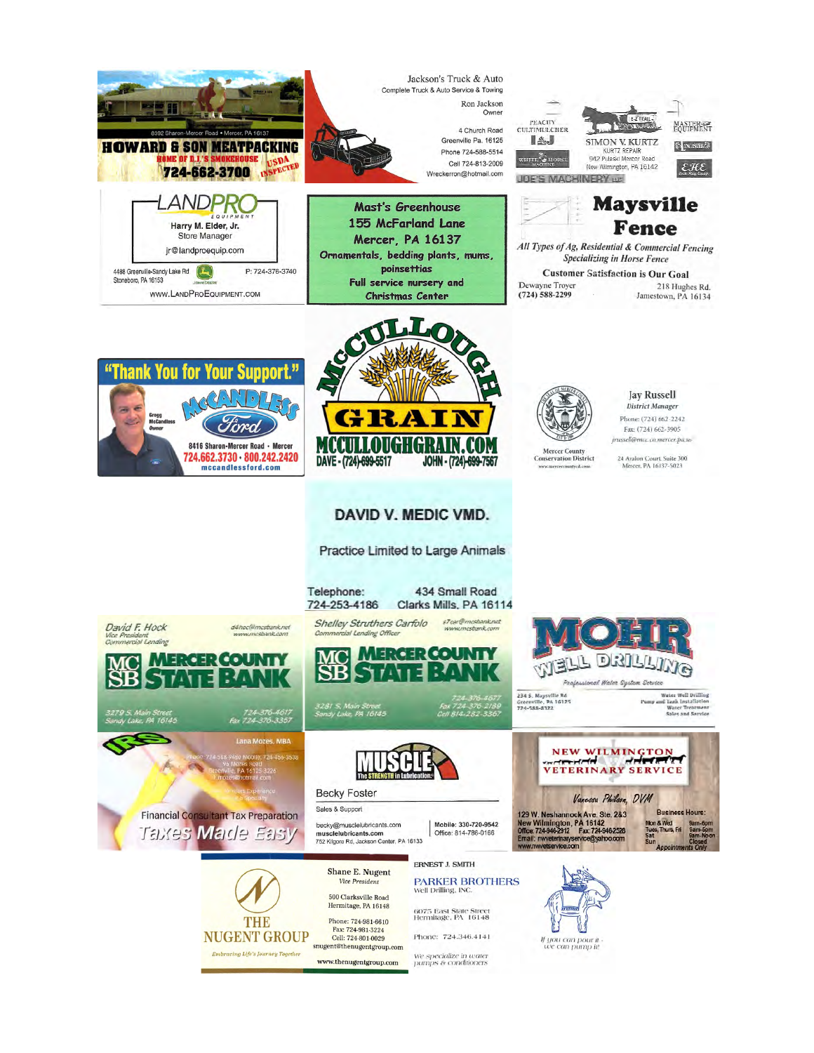6392 Sharon-Mercer Road • Mercer, PA 16137

**HOWARD & SON MEATPACKING**

HOME OF D.J.'S SMOKEHOUSE

**724-662-3700**

USDA INSPECTED

---

Jackson's Truck & Auto

Complete Truck & Auto Service & Towing

Ron Jackson
Owner

4 Church Road
Greenville Pa. 16125
Phone 724-588-5514
Cell 724-813-2009
Wreckerron@hotmail.com

---

PEACHY CULTIMULCHER

SIMON V. KURTZ

KURTZ REPAIR

942 Pulaski Mercer Road
New Wilmington, PA 16142

WHITE HORSE MACHINE

MASTER EQUIPMENT

JOE'S MACHINERY LLC

---

LANDPRO EQUIPMENT

Harry M. Elder, Jr.
Store Manager
jr@landproequip.com

4488 Greenville-Sandy Lake Rd
Stoneboro, PA 16153

P: 724-376-3740

www.LandProEquipment.com

---

Mast's Greenhouse
155 McFarland Lane
Mercer, PA 16137
Ornamentals, bedding plants, mums, poinsettias
Full service nursery and Christmas Center

---

**Maysville Fence**

*All Types of Ag, Residential & Commercial Fencing*
*Specializing in Horse Fence*

**Customer Satisfaction is Our Goal**

Dewayne Troyer
(724) 588-2299

218 Hughes Rd.
Jamestown, PA 16134

---

**"Thank You for Your Support."**

McCANDLESS Ford

Gregg McCandless
Owner

8416 Sharon-Mercer Road • Mercer
724.662.3730 • 800.242.2420
mccandlessford.com

---

McCULLOUGH GRAIN

MCCULLOUGHGRAIN.COM

DAVE - (724)-699-5517 JOHN - (724)-699-7567

---

Mercer County Conservation District
www.mercercountycd.com

Jay Russell
*District Manager*

Phone: (724) 662-2242
Fax: (724) 662-3905
jrussell@mcc.co.mercer.pa.us

24 Avalon Court, Suite 300
Mercer, PA 16137-5023

---

**DAVID V. MEDIC VMD.**

Practice Limited to Large Animals

Telephone: 724-253-4186

434 Small Road
Clarks Mills, PA 16114

---

*David F. Hock*
*Vice President*
*Commercial Lending*

d4hoc@mcsbank.net
www.mcsbank.com

MERCER COUNTY STATE BANK

3279 S. Main Street
Sandy Lake, PA 16145

724-376-4617
Fax 724-376-3357

---

*Shelley Struthers Carfolo*
*Commercial Lending Officer*

s7car@mcsbank.net
www.mcsbank.com

MERCER COUNTY STATE BANK

3281 S. Main Street
Sandy Lake, PA 16145

724-376-4677
Fax 724-376-2189
Cell 814-282-3367

---

**MOHR WELL DRILLING**

*Professional Water System Service*

234 S. Maysville Rd
Greenville, PA 16125
724-588-8122

Water Well Drilling
Pump and Tank Installation
Water Treatment
Sales and Service

---

IRS

Lana Mozes, MBA

Phone 724-588-9480 Mobile 724-456-3538
94 Mozes Road
Greenville, PA 16125-3226
lmozes@hotmail.com

Financial Consultant Tax Preparation

*Taxes Made Easy*

---

MUSCLE
The STRENGTH in Lubrication

Becky Foster
Sales & Support

becky@musclelubricants.com
musclelubricants.com
752 Kilgore Rd, Jackson Center, PA 16133

Mobile: 330-720-9542
Office: 814-786-0166

---

NEW WILMINGTON VETERINARY SERVICE

*Vanessa Philson, DVM*

129 W. Neshannock Ave. Ste. 2&3
New Wilmington, PA 16142
Office: 724-946-2912 Fax: 724-946-2528
Email: nwveterinaryservice@yahoo.com
www.nwvetservice.com

Business Hours:
Mon & Wed 8am-6pm
Tues, Thurs, Fri 8am-5pm
Sat 8am-Noon
Sun Closed
Appointments Only

---

THE NUGENT GROUP

*Embracing Life's Journey Together*

Shane E. Nugent
*Vice President*

500 Clarksville Road
Hermitage, PA 16148

Phone: 724-981-6610
Fax: 724-981-3224
Cell: 724-801-0029
snugent@thenugentgroup.com

www.thenugentgroup.com

---

ERNEST J. SMITH

PARKER BROTHERS
Well Drilling, INC.

6075 East State Street
Hermitage, PA 16148

Phone: 724.346.4141

We specialize in water pumps & conditioners

*If you can pour it - we can pump it!*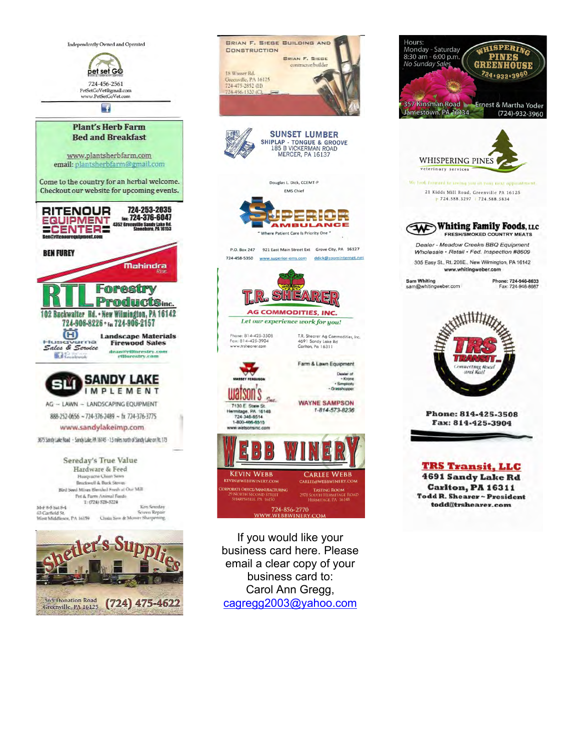Independently Owned and Operated

pet set GO

724-456-2561
PetSetGoVet@gmail.com
www.PetSetGoVet.com

**Plant's Herb Farm Bed and Breakfast**

www.plantsherbfarm.com
email: plantsherbfarm@gmail.com

Come to the country for an herbal welcome. Checkout our website for upcoming events.

**RITENOUR EQUIPMENT CENTER**

724-253-2035
fax 724-376-6047
4352 Greenville Sandy Lake Rd.
Stoneboro, PA 16153
Ben@ritenourequipment.com

BEN FUREY

Mahindra Rise

**RTL Forestry Products Inc.**

102 Backwalter Rd. • New Wilmington, PA 16142
724-906-8226 • Fax 724-906-2157

Husqvarna Sales & Service

Landscape Materials
Firewood Sales

dean@rtlforestry.com
rtlforestry.com

**SANDY LAKE IMPLEMENT**

AG ~ LAWN ~ LANDSCAPING EQUIPMENT

888-252-0656 ~ 724-376-2489 ~ fx 724-376-3775

www.sandylakeimp.com

3675 Sandy Lake Road - Sandy Lake, PA 16145 - 1.5 miles north of Sandy Lake on Rt. 173

**Sereday's True Value**

Hardware & Feed

Husqvarna Chain Saws
Brockwell & Buck Stoves
Bird Seed Mixes Blended Fresh at Our Mill
Pet & Farm Animal Feeds
T: (724) 528-3224

M-F 8-5 Sat 8-4
63 Garfield St.
West Middlesex, PA 16159

Ken Sereday
Screen Repair
Chain Saw & Mower Sharpening

**Shetler's Supplies**

565 Donation Road
Greenville, PA 16125
(724) 475-4622

**BRIAN F. SIEGE BUILDING AND CONSTRUCTION**

BRIAN F. SIEGE
contractor/builder

18 Wasser Rd.
Greenville, PA 16125
724-475-2852 (H)
724-456-1320 (C)

**SUNSET LUMBER**

SHIPLAP - TONGUE & GROOVE
185 B VICKERMAN ROAD
MERCER, PA 16137

Douglas L. Dick, CCEMT-P
EMS Chief

**SUPERIOR AMBULANCE**

" Where Patient Care Is Priority One "

P.O. Box 247 921 East Main Street Ext Grove City, PA 16127
724-458-5350 www.superior-ems.com ddick@zoominternet.net

**T.R. SHEARER AG COMMODITIES, INC.**

*Let our experience work for you!*

Phone: 814-425-3508
Fax: 814-425-3904
www.trshearer.com

T.R. Shearer Ag Commodities, Inc.
4691 Sandy Lake Rd
Carlton, Pa 16311

**MASSEY FERGUSON**

**watson's Inc.**

7130 E State St.
Hermitage, PA 16148
724-346-6514
1-800-466-6515
www.watsonsinc.com

Farm & Lawn Equipment

Dealer of
- Krone
- Simplicity
- Grasshopper

WAYNE SAMPSON
1-814-573-8236

**WEBB WINERY**

KEVIN WEBB
KEVIN@WEBBWINERY.COM

CARLEE WEBB
CARLEE@WEBBWINERY.COM

CORPORATE OFFICE/MANUFACTURING
29 NORTH SECOND STREET
SHARPSVILLE, PA 16150

TASTING ROOM
2978 SOUTH HERMITAGE ROAD
HERMITAGE, PA 16148

724-856-2770
WWW.WEBBWINERY.COM

If you would like your business card here. Please email a clear copy of your business card to:
Carol Ann Gregg,
cagregg2003@yahoo.com

Hours:
Monday - Saturday
8:30 am - 6:00 p.m.
*No Sunday Sales*

**WHISPERING PINES GREENHOUSE**

724•932•3960

357 Kinsman Road
Jamestown, PA 16134

Ernest & Martha Yoder
(724)-932-3960

**WHISPERING PINES**
veterinary services

We look forward to seeing you at your next appointment.

21 Kidds Mill Road, Greenville PA 16125
p 724.588.3297 | 724.588.5834

**Whiting Family Foods, LLC**

FRESH/SMOKED COUNTRY MEATS

*Dealer - Meadow Creek® BBQ Equipment*
*Wholesale • Retail • Fed. Inspection #8609*

305 Easy St., Rt. 208E., New Wilmington, PA 16142
www.whitingweber.com

Sam Whiting
sam@whitingweber.com

Phone: 724-946-8633
Fax: 724-946-8667

**TRS TRANSIT**

Connecting Road and Rail

Phone: 814-425-3508
Fax: 814-425-3904

**TRS Transit, LLC**
4691 Sandy Lake Rd
Carlton, PA 16311
Todd R. Shearer ~ President
todd@trshearer.com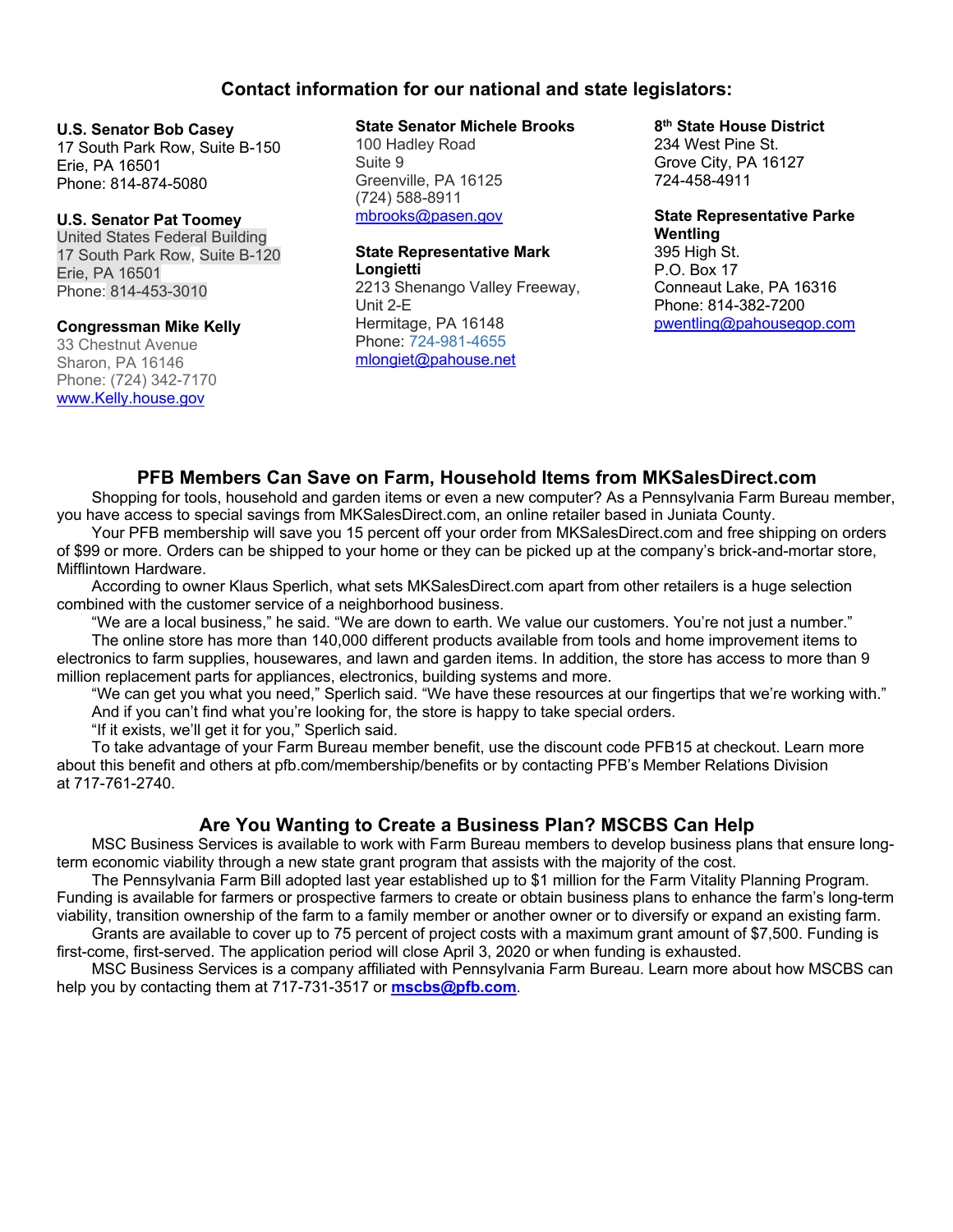## Contact information for our national and state legislators:

**U.S. Senator Bob Casey**
17 South Park Row, Suite B-150
Erie, PA 16501
Phone: 814-874-5080

**U.S. Senator Pat Toomey**
United States Federal Building
17 South Park Row, Suite B-120
Erie, PA 16501
Phone: 814-453-3010

**Congressman Mike Kelly**
33 Chestnut Avenue
Sharon, PA 16146
Phone: (724) 342-7170
www.Kelly.house.gov

**State Senator Michele Brooks**
100 Hadley Road
Suite 9
Greenville, PA 16125
(724) 588-8911
mbrooks@pasen.gov

**State Representative Mark Longietti**
2213 Shenango Valley Freeway, Unit 2-E
Hermitage, PA 16148
Phone: 724-981-4655
mlongiet@pahouse.net

**8th State House District**
234 West Pine St.
Grove City, PA 16127
724-458-4911

**State Representative Parke Wentling**
395 High St.
P.O. Box 17
Conneaut Lake, PA 16316
Phone: 814-382-7200
pwentling@pahousegop.com

## PFB Members Can Save on Farm, Household Items from MKSalesDirect.com

Shopping for tools, household and garden items or even a new computer? As a Pennsylvania Farm Bureau member, you have access to special savings from MKSalesDirect.com, an online retailer based in Juniata County.

Your PFB membership will save you 15 percent off your order from MKSalesDirect.com and free shipping on orders of $99 or more. Orders can be shipped to your home or they can be picked up at the company's brick-and-mortar store, Mifflintown Hardware.

According to owner Klaus Sperlich, what sets MKSalesDirect.com apart from other retailers is a huge selection combined with the customer service of a neighborhood business.

"We are a local business," he said. "We are down to earth. We value our customers. You're not just a number."

The online store has more than 140,000 different products available from tools and home improvement items to electronics to farm supplies, housewares, and lawn and garden items. In addition, the store has access to more than 9 million replacement parts for appliances, electronics, building systems and more.

"We can get you what you need," Sperlich said. "We have these resources at our fingertips that we're working with." And if you can't find what you're looking for, the store is happy to take special orders.

"If it exists, we'll get it for you," Sperlich said.

To take advantage of your Farm Bureau member benefit, use the discount code PFB15 at checkout. Learn more about this benefit and others at pfb.com/membership/benefits or by contacting PFB's Member Relations Division at 717-761-2740.

## Are You Wanting to Create a Business Plan? MSCBS Can Help

MSC Business Services is available to work with Farm Bureau members to develop business plans that ensure long-term economic viability through a new state grant program that assists with the majority of the cost.

The Pennsylvania Farm Bill adopted last year established up to $1 million for the Farm Vitality Planning Program. Funding is available for farmers or prospective farmers to create or obtain business plans to enhance the farm's long-term viability, transition ownership of the farm to a family member or another owner or to diversify or expand an existing farm.

Grants are available to cover up to 75 percent of project costs with a maximum grant amount of $7,500. Funding is first-come, first-served. The application period will close April 3, 2020 or when funding is exhausted.

MSC Business Services is a company affiliated with Pennsylvania Farm Bureau. Learn more about how MSCBS can help you by contacting them at 717-731-3517 or **mscbs@pfb.com**.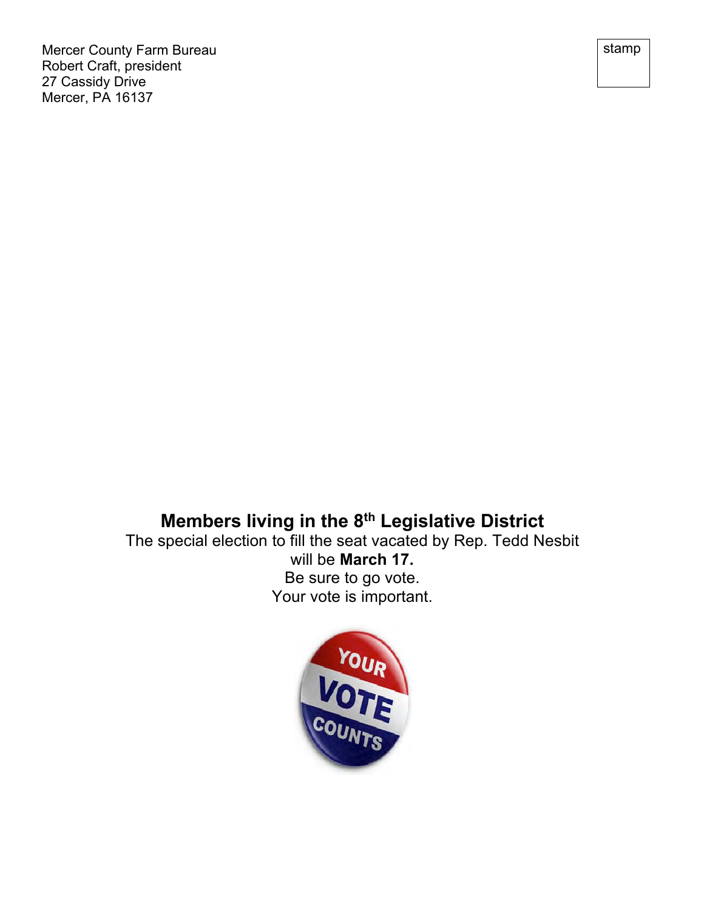Mercer County Farm Bureau
Robert Craft, president
27 Cassidy Drive
Mercer, PA 16137

stamp

**Members living in the 8th Legislative District**

The special election to fill the seat vacated by Rep. Tedd Nesbit will be **March 17.**

Be sure to go vote.

Your vote is important.